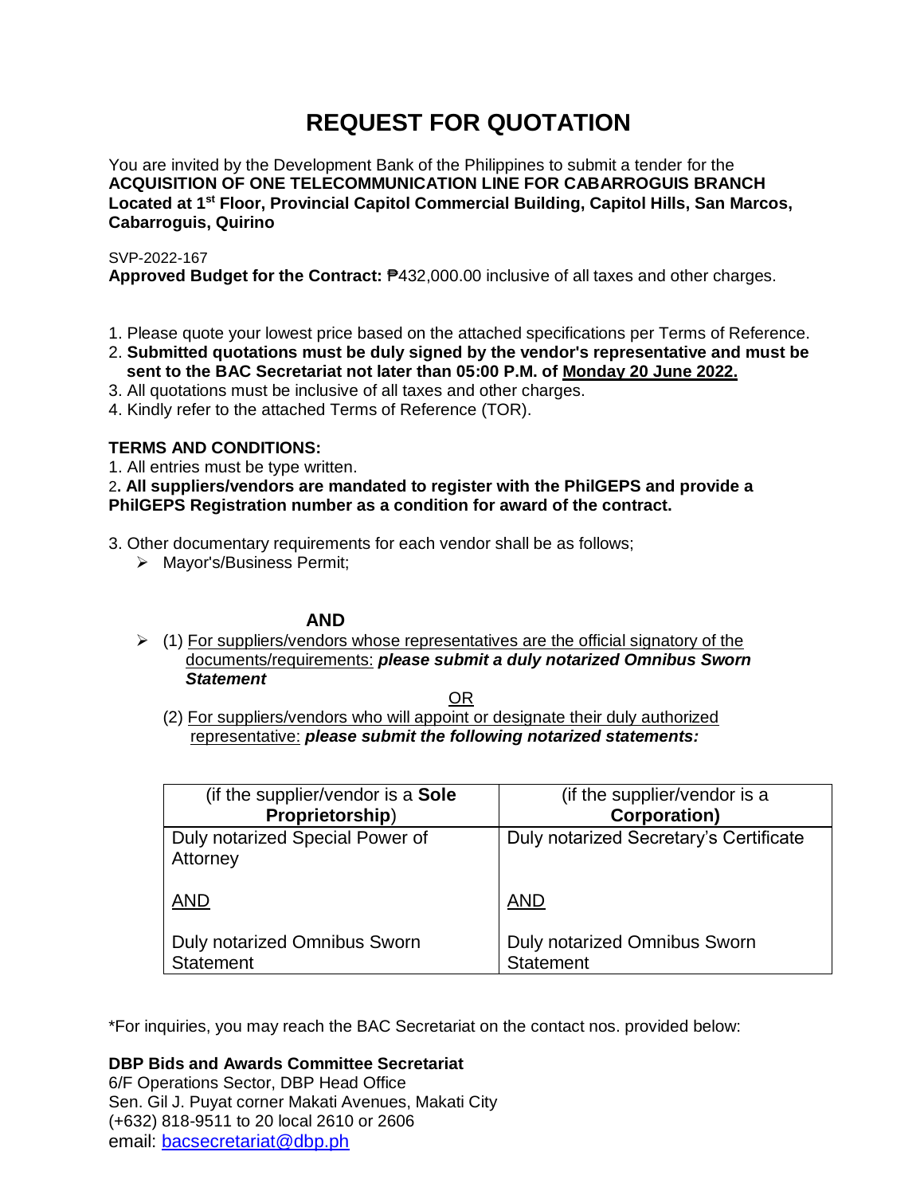# REQUEST FOR QUOTATION

You are invited by the Development Bank of the Philippines to submit a tender for the **ACQUISITION OF ONE TELECOMMUNICATION LINE FOR CABARROGUIS BRANCH Located at 1st Floor, Provincial Capitol Commercial Building, Capitol Hills, San Marcos, Cabarroguis, Quirino**

SVP-2022-167

**Approved Budget for the Contract:** ₱432,000.00 inclusive of all taxes and other charges.

1. Please quote your lowest price based on the attached specifications per Terms of Reference.
2. **Submitted quotations must be duly signed by the vendor's representative and must be sent to the BAC Secretariat not later than 05:00 P.M. of Monday 20 June 2022.**
3. All quotations must be inclusive of all taxes and other charges.
4. Kindly refer to the attached Terms of Reference (TOR).

**TERMS AND CONDITIONS:**

1. All entries must be type written.
2. **All suppliers/vendors are mandated to register with the PhilGEPS and provide a PhilGEPS Registration number as a condition for award of the contract.**
3. Other documentary requirements for each vendor shall be as follows;
   - Mayor's/Business Permit;

**AND**

- (1) For suppliers/vendors whose representatives are the official signatory of the documents/requirements: ***please submit a duly notarized Omnibus Sworn Statement***

OR

(2) For suppliers/vendors who will appoint or designate their duly authorized representative: ***please submit the following notarized statements:***

| (if the supplier/vendor is a **Sole Proprietorship**) | (if the supplier/vendor is a **Corporation)** |
|---|---|
| Duly notarized Special Power of Attorney<br><br>AND<br><br>Duly notarized Omnibus Sworn Statement | Duly notarized Secretary's Certificate<br><br>AND<br><br>Duly notarized Omnibus Sworn Statement |

*For inquiries, you may reach the BAC Secretariat on the contact nos. provided below:

**DBP Bids and Awards Committee Secretariat**
6/F Operations Sector, DBP Head Office
Sen. Gil J. Puyat corner Makati Avenues, Makati City
(+632) 818-9511 to 20 local 2610 or 2606
email: bacsecretariat@dbp.ph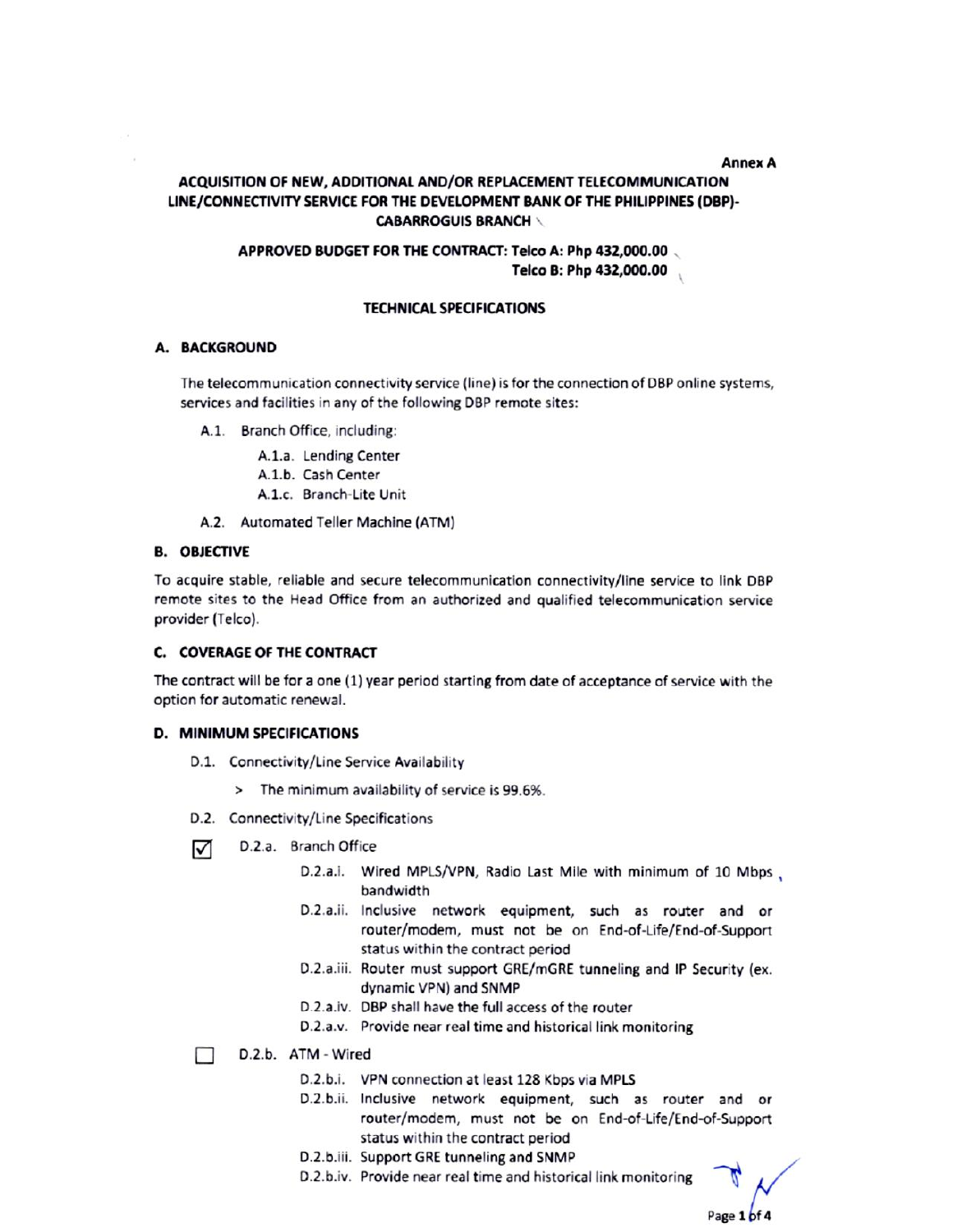**Annex A**

**ACQUISITION OF NEW, ADDITIONAL AND/OR REPLACEMENT TELECOMMUNICATION LINE/CONNECTIVITY SERVICE FOR THE DEVELOPMENT BANK OF THE PHILIPPINES (DBP)-CABARROGUIS BRANCH**

**APPROVED BUDGET FOR THE CONTRACT: Telco A: Php 432,000.00**
**Telco B: Php 432,000.00**

**TECHNICAL SPECIFICATIONS**

## A. BACKGROUND

The telecommunication connectivity service (line) is for the connection of DBP online systems, services and facilities in any of the following DBP remote sites:

- A.1. Branch Office, including:
  - A.1.a. Lending Center
  - A.1.b. Cash Center
  - A.1.c. Branch-Lite Unit
- A.2. Automated Teller Machine (ATM)

## B. OBJECTIVE

To acquire stable, reliable and secure telecommunication connectivity/line service to link DBP remote sites to the Head Office from an authorized and qualified telecommunication service provider (Telco).

## C. COVERAGE OF THE CONTRACT

The contract will be for a one (1) year period starting from date of acceptance of service with the option for automatic renewal.

## D. MINIMUM SPECIFICATIONS

- D.1. Connectivity/Line Service Availability
  - > The minimum availability of service is 99.6%.
- D.2. Connectivity/Line Specifications

☑ D.2.a. Branch Office

- D.2.a.i. Wired MPLS/VPN, Radio Last Mile with minimum of 10 Mbps bandwidth
- D.2.a.ii. Inclusive network equipment, such as router and or router/modem, must not be on End-of-Life/End-of-Support status within the contract period
- D.2.a.iii. Router must support GRE/mGRE tunneling and IP Security (ex. dynamic VPN) and SNMP
- D.2.a.iv. DBP shall have the full access of the router
- D.2.a.v. Provide near real time and historical link monitoring

☐ D.2.b. ATM - Wired

- D.2.b.i. VPN connection at least 128 Kbps via MPLS
- D.2.b.ii. Inclusive network equipment, such as router and or router/modem, must not be on End-of-Life/End-of-Support status within the contract period
- D.2.b.iii. Support GRE tunneling and SNMP
- D.2.b.iv. Provide near real time and historical link monitoring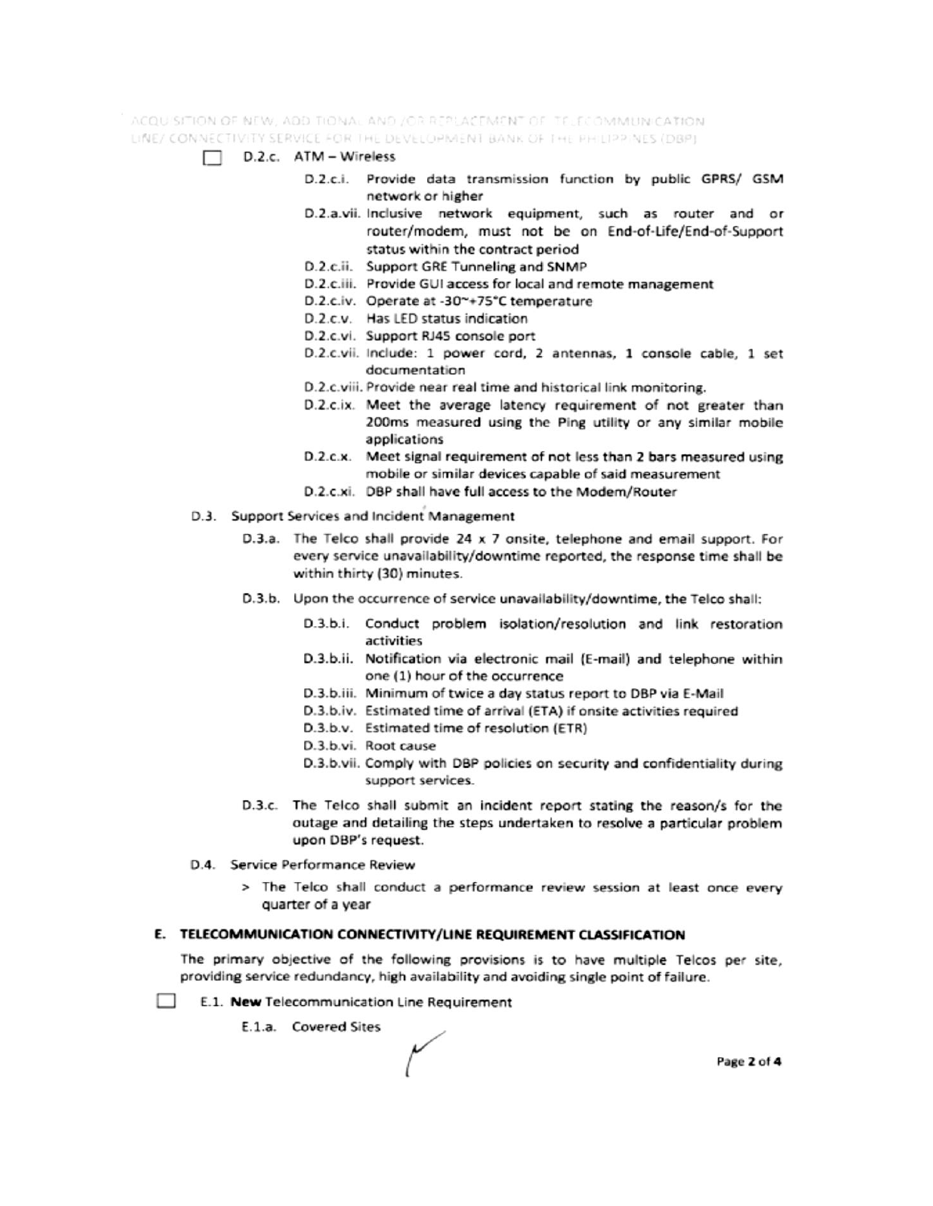☐ D.2.c. ATM – Wireless

- D.2.c.i. Provide data transmission function by public GPRS/ GSM network or higher
- D.2.a.vii. Inclusive network equipment, such as router and or router/modem, must not be on End-of-Life/End-of-Support status within the contract period
- D.2.c.ii. Support GRE Tunneling and SNMP
- D.2.c.iii. Provide GUI access for local and remote management
- D.2.c.iv. Operate at -30~+75°C temperature
- D.2.c.v. Has LED status indication
- D.2.c.vi. Support RJ45 console port
- D.2.c.vii. Include: 1 power cord, 2 antennas, 1 console cable, 1 set documentation
- D.2.c.viii. Provide near real time and historical link monitoring.
- D.2.c.ix. Meet the average latency requirement of not greater than 200ms measured using the Ping utility or any similar mobile applications
- D.2.c.x. Meet signal requirement of not less than 2 bars measured using mobile or similar devices capable of said measurement
- D.2.c.xi. DBP shall have full access to the Modem/Router

D.3. Support Services and Incident Management

- D.3.a. The Telco shall provide 24 x 7 onsite, telephone and email support. For every service unavailability/downtime reported, the response time shall be within thirty (30) minutes.
- D.3.b. Upon the occurrence of service unavailability/downtime, the Telco shall:
  - D.3.b.i. Conduct problem isolation/resolution and link restoration activities
  - D.3.b.ii. Notification via electronic mail (E-mail) and telephone within one (1) hour of the occurrence
  - D.3.b.iii. Minimum of twice a day status report to DBP via E-Mail
  - D.3.b.iv. Estimated time of arrival (ETA) if onsite activities required
  - D.3.b.v. Estimated time of resolution (ETR)
  - D.3.b.vi. Root cause
  - D.3.b.vii. Comply with DBP policies on security and confidentiality during support services.
- D.3.c. The Telco shall submit an incident report stating the reason/s for the outage and detailing the steps undertaken to resolve a particular problem upon DBP's request.

D.4. Service Performance Review

> The Telco shall conduct a performance review session at least once every quarter of a year

## E. TELECOMMUNICATION CONNECTIVITY/LINE REQUIREMENT CLASSIFICATION

The primary objective of the following provisions is to have multiple Telcos per site, providing service redundancy, high availability and avoiding single point of failure.

☐ E.1. **New** Telecommunication Line Requirement

E.1.a. Covered Sites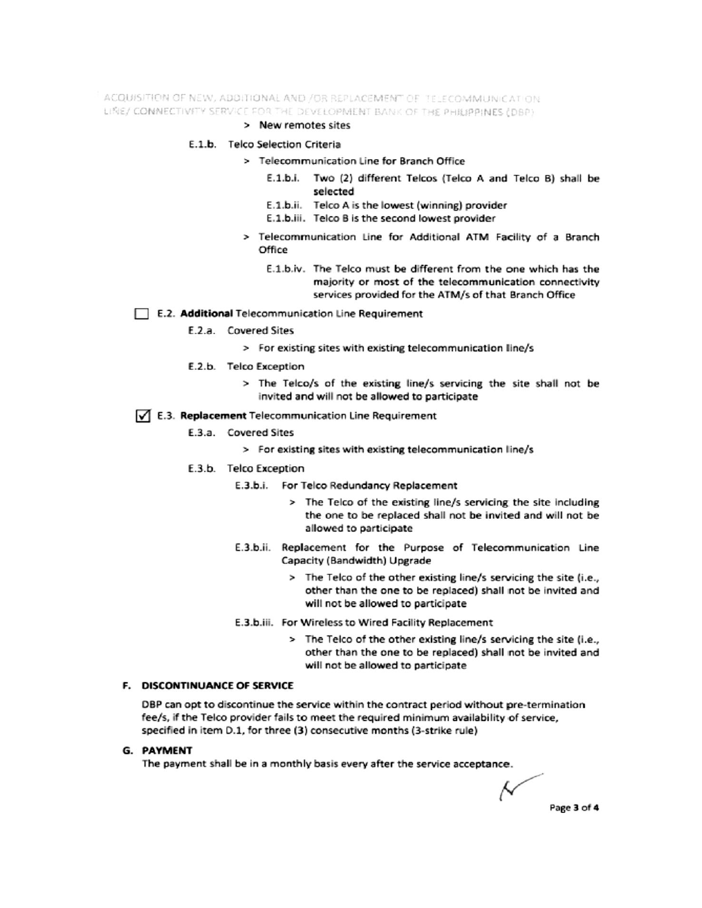> New remotes sites

E.1.b. Telco Selection Criteria

> Telecommunication Line for Branch Office

E.1.b.i. Two (2) different Telcos (Telco A and Telco B) shall be selected

E.1.b.ii. Telco A is the lowest (winning) provider

E.1.b.iii. Telco B is the second lowest provider

> Telecommunication Line for Additional ATM Facility of a Branch Office

E.1.b.iv. The Telco must be different from the one which has the majority or most of the telecommunication connectivity services provided for the ATM/s of that Branch Office

☐ E.2. **Additional** Telecommunication Line Requirement

E.2.a. Covered Sites

> For existing sites with existing telecommunication line/s

E.2.b. Telco Exception

> The Telco/s of the existing line/s servicing the site shall not be invited and will not be allowed to participate

☑ E.3. **Replacement** Telecommunication Line Requirement

E.3.a. Covered Sites

> For existing sites with existing telecommunication line/s

E.3.b. Telco Exception

E.3.b.i. For Telco Redundancy Replacement

> The Telco of the existing line/s servicing the site including the one to be replaced shall not be invited and will not be allowed to participate

E.3.b.ii. Replacement for the Purpose of Telecommunication Line Capacity (Bandwidth) Upgrade

> The Telco of the other existing line/s servicing the site (i.e., other than the one to be replaced) shall not be invited and will not be allowed to participate

E.3.b.iii. For Wireless to Wired Facility Replacement

> The Telco of the other existing line/s servicing the site (i.e., other than the one to be replaced) shall not be invited and will not be allowed to participate

## F. DISCONTINUANCE OF SERVICE

DBP can opt to discontinue the service within the contract period without pre-termination fee/s, if the Telco provider fails to meet the required minimum availability of service, specified in item D.1, for three (3) consecutive months (3-strike rule)

## G. PAYMENT

The payment shall be in a monthly basis every after the service acceptance.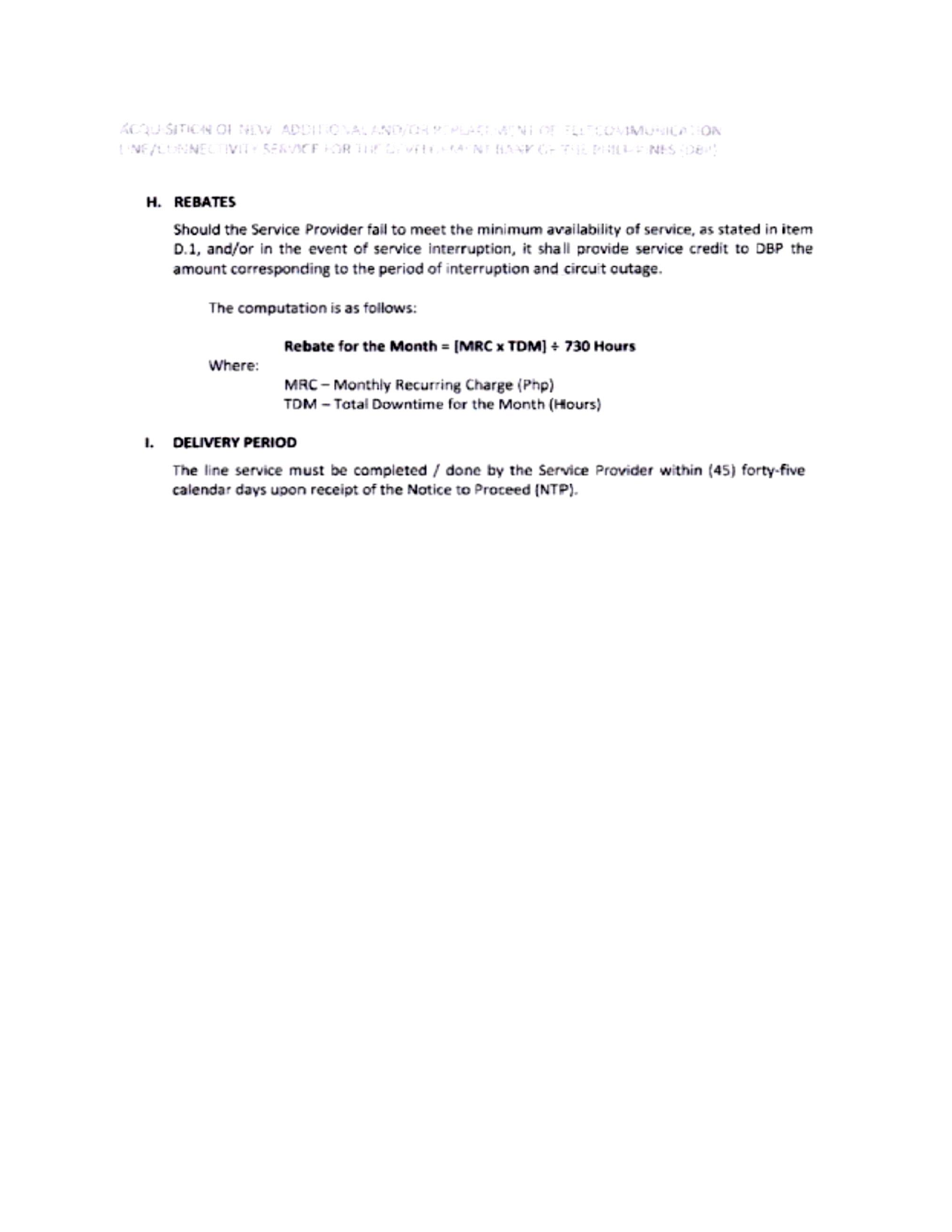## H. REBATES

Should the Service Provider fail to meet the minimum availability of service, as stated in item D.1, and/or in the event of service interruption, it shall provide service credit to DBP the amount corresponding to the period of interruption and circuit outage.

The computation is as follows:

**Rebate for the Month = [MRC x TDM] ÷ 730 Hours**

Where:

MRC – Monthly Recurring Charge (Php)
TDM – Total Downtime for the Month (Hours)

## I. DELIVERY PERIOD

The line service must be completed / done by the Service Provider within (45) forty-five calendar days upon receipt of the Notice to Proceed (NTP).